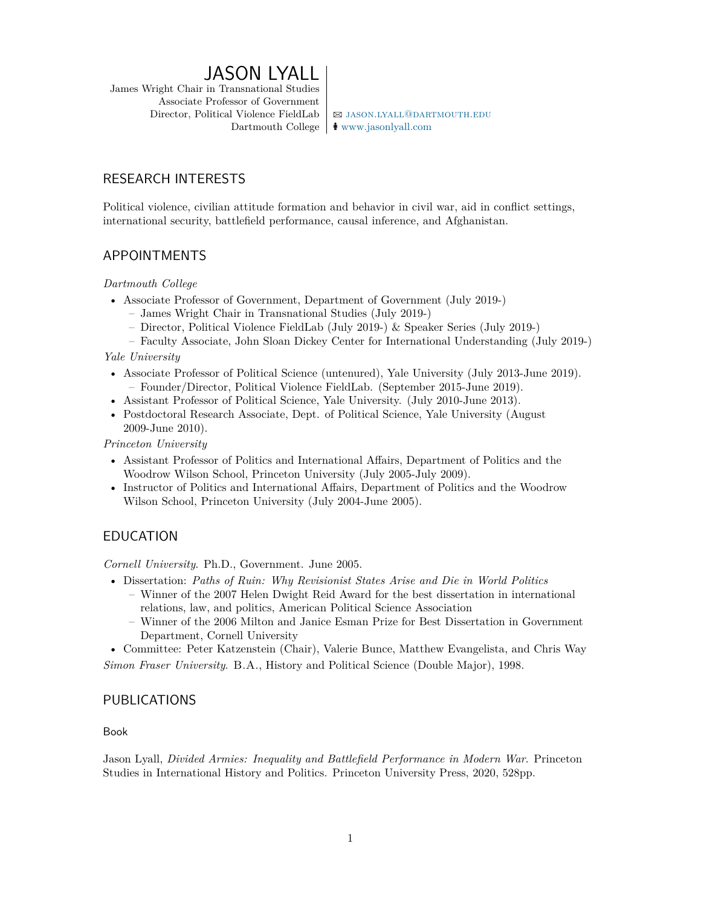# JASON LYALL

James Wright Chair in Transnational Studies
Associate Professor of Government
Director, Political Violence FieldLab
Dartmouth College

✉ jason.lyall@dartmouth.edu
www.jasonlyall.com

## RESEARCH INTERESTS

Political violence, civilian attitude formation and behavior in civil war, aid in conflict settings, international security, battlefield performance, causal inference, and Afghanistan.

## APPOINTMENTS

*Dartmouth College*

- Associate Professor of Government, Department of Government (July 2019-)
  - James Wright Chair in Transnational Studies (July 2019-)
  - Director, Political Violence FieldLab (July 2019-) & Speaker Series (July 2019-)
  - Faculty Associate, John Sloan Dickey Center for International Understanding (July 2019-)

*Yale University*

- Associate Professor of Political Science (untenured), Yale University (July 2013-June 2019).
  - Founder/Director, Political Violence FieldLab. (September 2015-June 2019).
- Assistant Professor of Political Science, Yale University. (July 2010-June 2013).
- Postdoctoral Research Associate, Dept. of Political Science, Yale University (August 2009-June 2010).

*Princeton University*

- Assistant Professor of Politics and International Affairs, Department of Politics and the Woodrow Wilson School, Princeton University (July 2005-July 2009).
- Instructor of Politics and International Affairs, Department of Politics and the Woodrow Wilson School, Princeton University (July 2004-June 2005).

## EDUCATION

*Cornell University*. Ph.D., Government. June 2005.

- Dissertation: *Paths of Ruin: Why Revisionist States Arise and Die in World Politics*
  - Winner of the 2007 Helen Dwight Reid Award for the best dissertation in international relations, law, and politics, American Political Science Association
  - Winner of the 2006 Milton and Janice Esman Prize for Best Dissertation in Government Department, Cornell University
- Committee: Peter Katzenstein (Chair), Valerie Bunce, Matthew Evangelista, and Chris Way

*Simon Fraser University*. B.A., History and Political Science (Double Major), 1998.

## PUBLICATIONS

### Book

Jason Lyall, *Divided Armies: Inequality and Battlefield Performance in Modern War*. Princeton Studies in International History and Politics. Princeton University Press, 2020, 528pp.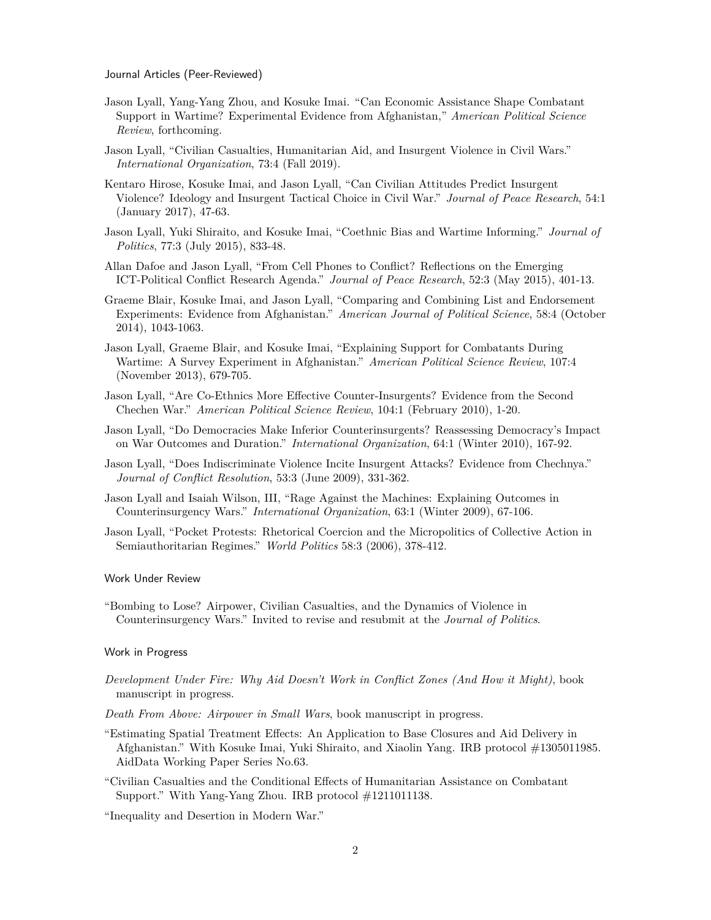## Journal Articles (Peer-Reviewed)

Jason Lyall, Yang-Yang Zhou, and Kosuke Imai. "Can Economic Assistance Shape Combatant Support in Wartime? Experimental Evidence from Afghanistan," *American Political Science Review*, forthcoming.

Jason Lyall, "Civilian Casualties, Humanitarian Aid, and Insurgent Violence in Civil Wars." *International Organization*, 73:4 (Fall 2019).

Kentaro Hirose, Kosuke Imai, and Jason Lyall, "Can Civilian Attitudes Predict Insurgent Violence? Ideology and Insurgent Tactical Choice in Civil War." *Journal of Peace Research*, 54:1 (January 2017), 47-63.

Jason Lyall, Yuki Shiraito, and Kosuke Imai, "Coethnic Bias and Wartime Informing." *Journal of Politics*, 77:3 (July 2015), 833-48.

Allan Dafoe and Jason Lyall, "From Cell Phones to Conflict? Reflections on the Emerging ICT-Political Conflict Research Agenda." *Journal of Peace Research*, 52:3 (May 2015), 401-13.

Graeme Blair, Kosuke Imai, and Jason Lyall, "Comparing and Combining List and Endorsement Experiments: Evidence from Afghanistan." *American Journal of Political Science*, 58:4 (October 2014), 1043-1063.

Jason Lyall, Graeme Blair, and Kosuke Imai, "Explaining Support for Combatants During Wartime: A Survey Experiment in Afghanistan." *American Political Science Review*, 107:4 (November 2013), 679-705.

Jason Lyall, "Are Co-Ethnics More Effective Counter-Insurgents? Evidence from the Second Chechen War." *American Political Science Review*, 104:1 (February 2010), 1-20.

Jason Lyall, "Do Democracies Make Inferior Counterinsurgents? Reassessing Democracy's Impact on War Outcomes and Duration." *International Organization*, 64:1 (Winter 2010), 167-92.

Jason Lyall, "Does Indiscriminate Violence Incite Insurgent Attacks? Evidence from Chechnya." *Journal of Conflict Resolution*, 53:3 (June 2009), 331-362.

Jason Lyall and Isaiah Wilson, III, "Rage Against the Machines: Explaining Outcomes in Counterinsurgency Wars." *International Organization*, 63:1 (Winter 2009), 67-106.

Jason Lyall, "Pocket Protests: Rhetorical Coercion and the Micropolitics of Collective Action in Semiauthoritarian Regimes." *World Politics* 58:3 (2006), 378-412.

## Work Under Review

"Bombing to Lose? Airpower, Civilian Casualties, and the Dynamics of Violence in Counterinsurgency Wars." Invited to revise and resubmit at the *Journal of Politics*.

## Work in Progress

*Development Under Fire: Why Aid Doesn't Work in Conflict Zones (And How it Might)*, book manuscript in progress.

*Death From Above: Airpower in Small Wars*, book manuscript in progress.

"Estimating Spatial Treatment Effects: An Application to Base Closures and Aid Delivery in Afghanistan." With Kosuke Imai, Yuki Shiraito, and Xiaolin Yang. IRB protocol #1305011985. AidData Working Paper Series No.63.

"Civilian Casualties and the Conditional Effects of Humanitarian Assistance on Combatant Support." With Yang-Yang Zhou. IRB protocol #1211011138.

"Inequality and Desertion in Modern War."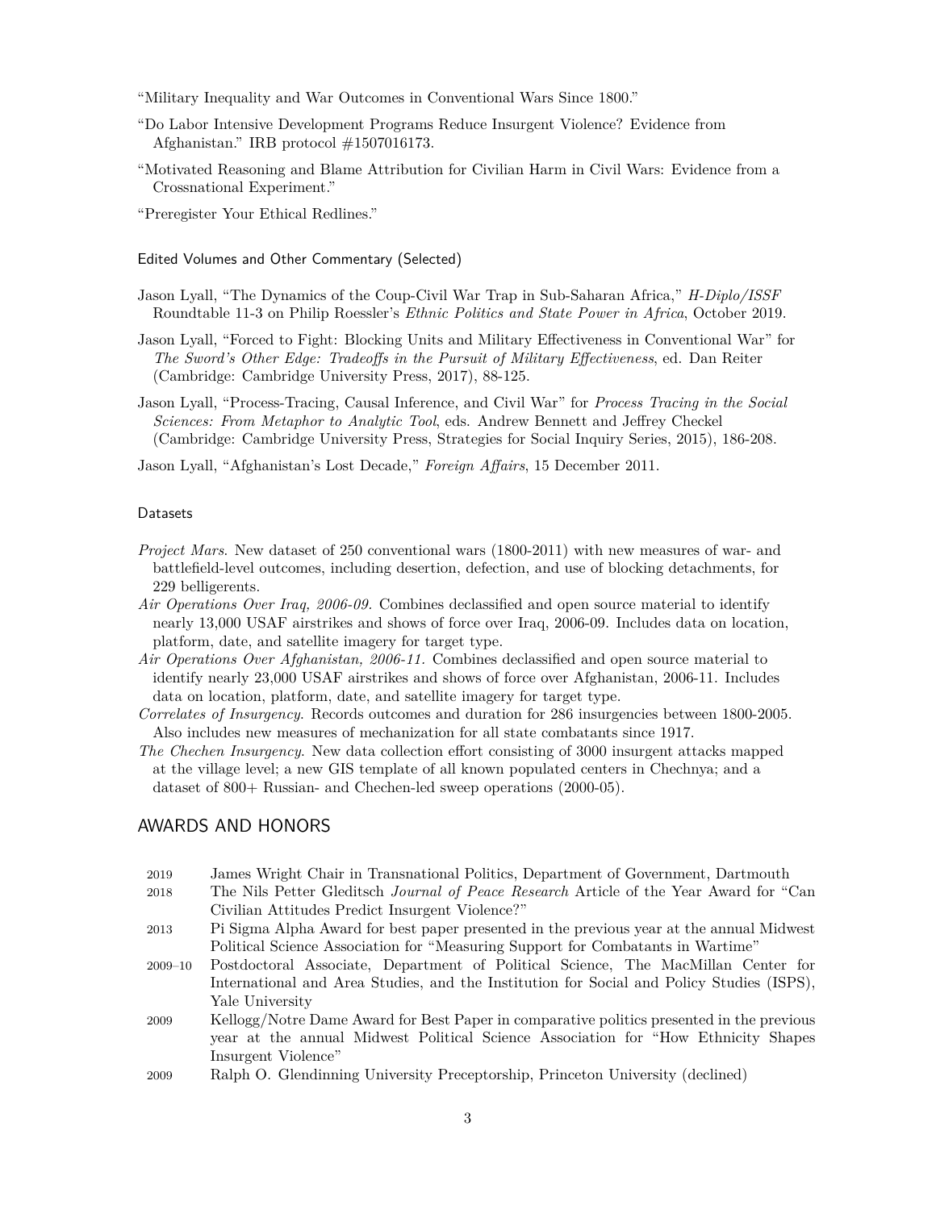"Military Inequality and War Outcomes in Conventional Wars Since 1800."

"Do Labor Intensive Development Programs Reduce Insurgent Violence? Evidence from Afghanistan." IRB protocol #1507016173.

"Motivated Reasoning and Blame Attribution for Civilian Harm in Civil Wars: Evidence from a Crossnational Experiment."

"Preregister Your Ethical Redlines."

### Edited Volumes and Other Commentary (Selected)

Jason Lyall, "The Dynamics of the Coup-Civil War Trap in Sub-Saharan Africa," *H-Diplo/ISSF* Roundtable 11-3 on Philip Roessler's *Ethnic Politics and State Power in Africa*, October 2019.

Jason Lyall, "Forced to Fight: Blocking Units and Military Effectiveness in Conventional War" for *The Sword's Other Edge: Tradeoffs in the Pursuit of Military Effectiveness*, ed. Dan Reiter (Cambridge: Cambridge University Press, 2017), 88-125.

Jason Lyall, "Process-Tracing, Causal Inference, and Civil War" for *Process Tracing in the Social Sciences: From Metaphor to Analytic Tool*, eds. Andrew Bennett and Jeffrey Checkel (Cambridge: Cambridge University Press, Strategies for Social Inquiry Series, 2015), 186-208.

Jason Lyall, "Afghanistan's Lost Decade," *Foreign Affairs*, 15 December 2011.

### Datasets

*Project Mars.* New dataset of 250 conventional wars (1800-2011) with new measures of war- and battlefield-level outcomes, including desertion, defection, and use of blocking detachments, for 229 belligerents.

*Air Operations Over Iraq, 2006-09.* Combines declassified and open source material to identify nearly 13,000 USAF airstrikes and shows of force over Iraq, 2006-09. Includes data on location, platform, date, and satellite imagery for target type.

*Air Operations Over Afghanistan, 2006-11.* Combines declassified and open source material to identify nearly 23,000 USAF airstrikes and shows of force over Afghanistan, 2006-11. Includes data on location, platform, date, and satellite imagery for target type.

*Correlates of Insurgency.* Records outcomes and duration for 286 insurgencies between 1800-2005. Also includes new measures of mechanization for all state combatants since 1917.

*The Chechen Insurgency.* New data collection effort consisting of 3000 insurgent attacks mapped at the village level; a new GIS template of all known populated centers in Chechnya; and a dataset of 800+ Russian- and Chechen-led sweep operations (2000-05).

## AWARDS AND HONORS

- 2019 — James Wright Chair in Transnational Politics, Department of Government, Dartmouth
- 2018 — The Nils Petter Gleditsch *Journal of Peace Research* Article of the Year Award for "Can Civilian Attitudes Predict Insurgent Violence?"
- 2013 — Pi Sigma Alpha Award for best paper presented in the previous year at the annual Midwest Political Science Association for "Measuring Support for Combatants in Wartime"
- 2009–10 — Postdoctoral Associate, Department of Political Science, The MacMillan Center for International and Area Studies, and the Institution for Social and Policy Studies (ISPS), Yale University
- 2009 — Kellogg/Notre Dame Award for Best Paper in comparative politics presented in the previous year at the annual Midwest Political Science Association for "How Ethnicity Shapes Insurgent Violence"
- 2009 — Ralph O. Glendinning University Preceptorship, Princeton University (declined)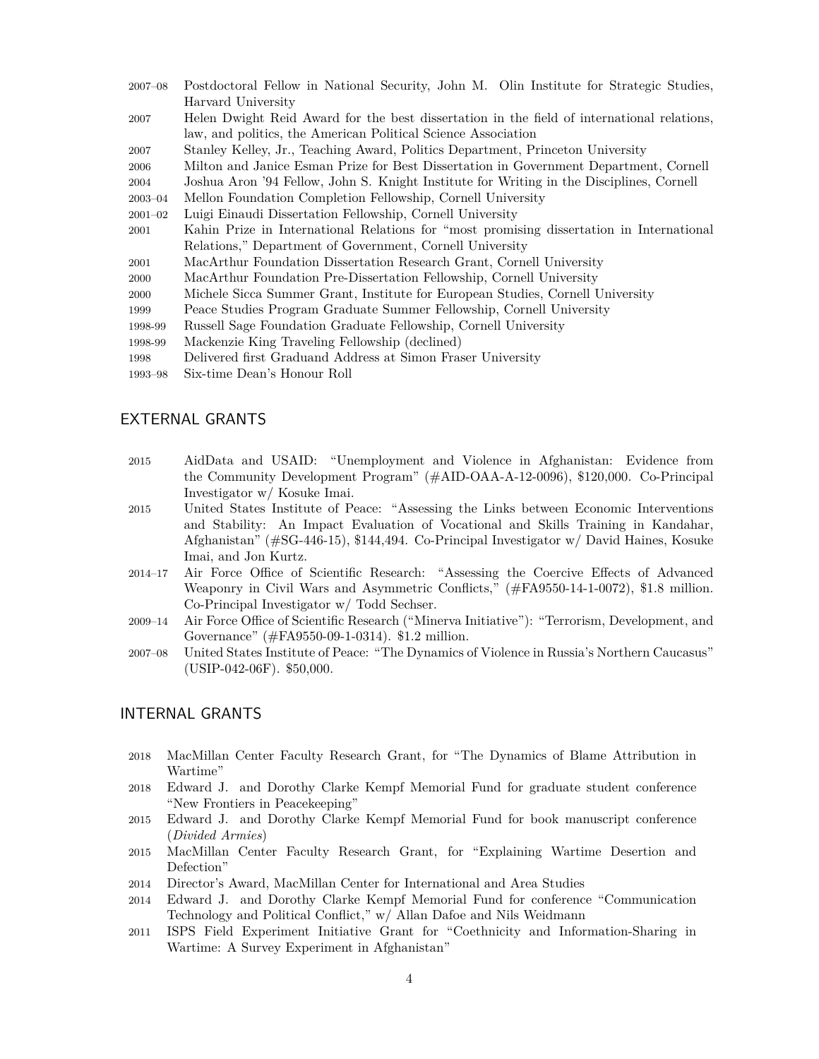- 2007–08 Postdoctoral Fellow in National Security, John M. Olin Institute for Strategic Studies, Harvard University
- 2007 Helen Dwight Reid Award for the best dissertation in the field of international relations, law, and politics, the American Political Science Association
- 2007 Stanley Kelley, Jr., Teaching Award, Politics Department, Princeton University
- 2006 Milton and Janice Esman Prize for Best Dissertation in Government Department, Cornell
- 2004 Joshua Aron '94 Fellow, John S. Knight Institute for Writing in the Disciplines, Cornell
- 2003–04 Mellon Foundation Completion Fellowship, Cornell University
- 2001–02 Luigi Einaudi Dissertation Fellowship, Cornell University
- 2001 Kahin Prize in International Relations for "most promising dissertation in International Relations," Department of Government, Cornell University
- 2001 MacArthur Foundation Dissertation Research Grant, Cornell University
- 2000 MacArthur Foundation Pre-Dissertation Fellowship, Cornell University
- 2000 Michele Sicca Summer Grant, Institute for European Studies, Cornell University
- 1999 Peace Studies Program Graduate Summer Fellowship, Cornell University
- 1998-99 Russell Sage Foundation Graduate Fellowship, Cornell University
- 1998-99 Mackenzie King Traveling Fellowship (declined)
- 1998 Delivered first Graduand Address at Simon Fraser University
- 1993–98 Six-time Dean's Honour Roll

## EXTERNAL GRANTS

- 2015 AidData and USAID: "Unemployment and Violence in Afghanistan: Evidence from the Community Development Program" (#AID-OAA-A-12-0096), $120,000. Co-Principal Investigator w/ Kosuke Imai.
- 2015 United States Institute of Peace: "Assessing the Links between Economic Interventions and Stability: An Impact Evaluation of Vocational and Skills Training in Kandahar, Afghanistan" (#SG-446-15), $144,494. Co-Principal Investigator w/ David Haines, Kosuke Imai, and Jon Kurtz.
- 2014–17 Air Force Office of Scientific Research: "Assessing the Coercive Effects of Advanced Weaponry in Civil Wars and Asymmetric Conflicts," (#FA9550-14-1-0072), $1.8 million. Co-Principal Investigator w/ Todd Sechser.
- 2009–14 Air Force Office of Scientific Research ("Minerva Initiative"): "Terrorism, Development, and Governance" (#FA9550-09-1-0314). $1.2 million.
- 2007–08 United States Institute of Peace: "The Dynamics of Violence in Russia's Northern Caucasus" (USIP-042-06F). $50,000.

## INTERNAL GRANTS

- 2018 MacMillan Center Faculty Research Grant, for "The Dynamics of Blame Attribution in Wartime"
- 2018 Edward J. and Dorothy Clarke Kempf Memorial Fund for graduate student conference "New Frontiers in Peacekeeping"
- 2015 Edward J. and Dorothy Clarke Kempf Memorial Fund for book manuscript conference (*Divided Armies*)
- 2015 MacMillan Center Faculty Research Grant, for "Explaining Wartime Desertion and Defection"
- 2014 Director's Award, MacMillan Center for International and Area Studies
- 2014 Edward J. and Dorothy Clarke Kempf Memorial Fund for conference "Communication Technology and Political Conflict," w/ Allan Dafoe and Nils Weidmann
- 2011 ISPS Field Experiment Initiative Grant for "Coethnicity and Information-Sharing in Wartime: A Survey Experiment in Afghanistan"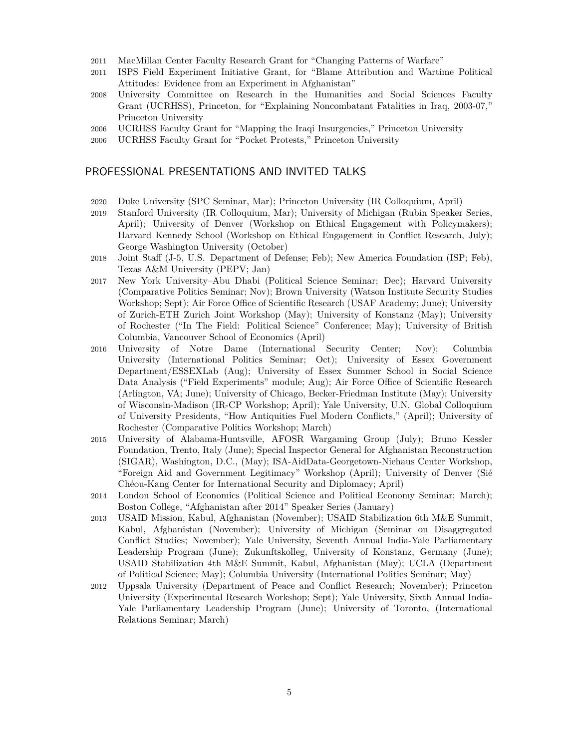2011 MacMillan Center Faculty Research Grant for "Changing Patterns of Warfare"

2011 ISPS Field Experiment Initiative Grant, for "Blame Attribution and Wartime Political Attitudes: Evidence from an Experiment in Afghanistan"

2008 University Committee on Research in the Humanities and Social Sciences Faculty Grant (UCRHSS), Princeton, for "Explaining Noncombatant Fatalities in Iraq, 2003-07," Princeton University

2006 UCRHSS Faculty Grant for "Mapping the Iraqi Insurgencies," Princeton University

2006 UCRHSS Faculty Grant for "Pocket Protests," Princeton University

## PROFESSIONAL PRESENTATIONS AND INVITED TALKS

2020 Duke University (SPC Seminar, Mar); Princeton University (IR Colloquium, April)

2019 Stanford University (IR Colloquium, Mar); University of Michigan (Rubin Speaker Series, April); University of Denver (Workshop on Ethical Engagement with Policymakers); Harvard Kennedy School (Workshop on Ethical Engagement in Conflict Research, July); George Washington University (October)

2018 Joint Staff (J-5, U.S. Department of Defense; Feb); New America Foundation (ISP; Feb), Texas A&M University (PEPV; Jan)

2017 New York University–Abu Dhabi (Political Science Seminar; Dec); Harvard University (Comparative Politics Seminar; Nov); Brown University (Watson Institute Security Studies Workshop; Sept); Air Force Office of Scientific Research (USAF Academy; June); University of Zurich-ETH Zurich Joint Workshop (May); University of Konstanz (May); University of Rochester ("In The Field: Political Science" Conference; May); University of British Columbia, Vancouver School of Economics (April)

2016 University of Notre Dame (International Security Center; Nov); Columbia University (International Politics Seminar; Oct); University of Essex Government Department/ESSEXLab (Aug); University of Essex Summer School in Social Science Data Analysis ("Field Experiments" module; Aug); Air Force Office of Scientific Research (Arlington, VA; June); University of Chicago, Becker-Friedman Institute (May); University of Wisconsin-Madison (IR-CP Workshop; April); Yale University, U.N. Global Colloquium of University Presidents, "How Antiquities Fuel Modern Conflicts," (April); University of Rochester (Comparative Politics Workshop; March)

2015 University of Alabama-Huntsville, AFOSR Wargaming Group (July); Bruno Kessler Foundation, Trento, Italy (June); Special Inspector General for Afghanistan Reconstruction (SIGAR), Washington, D.C., (May); ISA-AidData-Georgetown-Niehaus Center Workshop, "Foreign Aid and Government Legitimacy" Workshop (April); University of Denver (Sié Chéou-Kang Center for International Security and Diplomacy; April)

2014 London School of Economics (Political Science and Political Economy Seminar; March); Boston College, "Afghanistan after 2014" Speaker Series (January)

2013 USAID Mission, Kabul, Afghanistan (November); USAID Stabilization 6th M&E Summit, Kabul, Afghanistan (November); University of Michigan (Seminar on Disaggregated Conflict Studies; November); Yale University, Seventh Annual India-Yale Parliamentary Leadership Program (June); Zukunftskolleg, University of Konstanz, Germany (June); USAID Stabilization 4th M&E Summit, Kabul, Afghanistan (May); UCLA (Department of Political Science; May); Columbia University (International Politics Seminar; May)

2012 Uppsala University (Department of Peace and Conflict Research; November); Princeton University (Experimental Research Workshop; Sept); Yale University, Sixth Annual India-Yale Parliamentary Leadership Program (June); University of Toronto, (International Relations Seminar; March)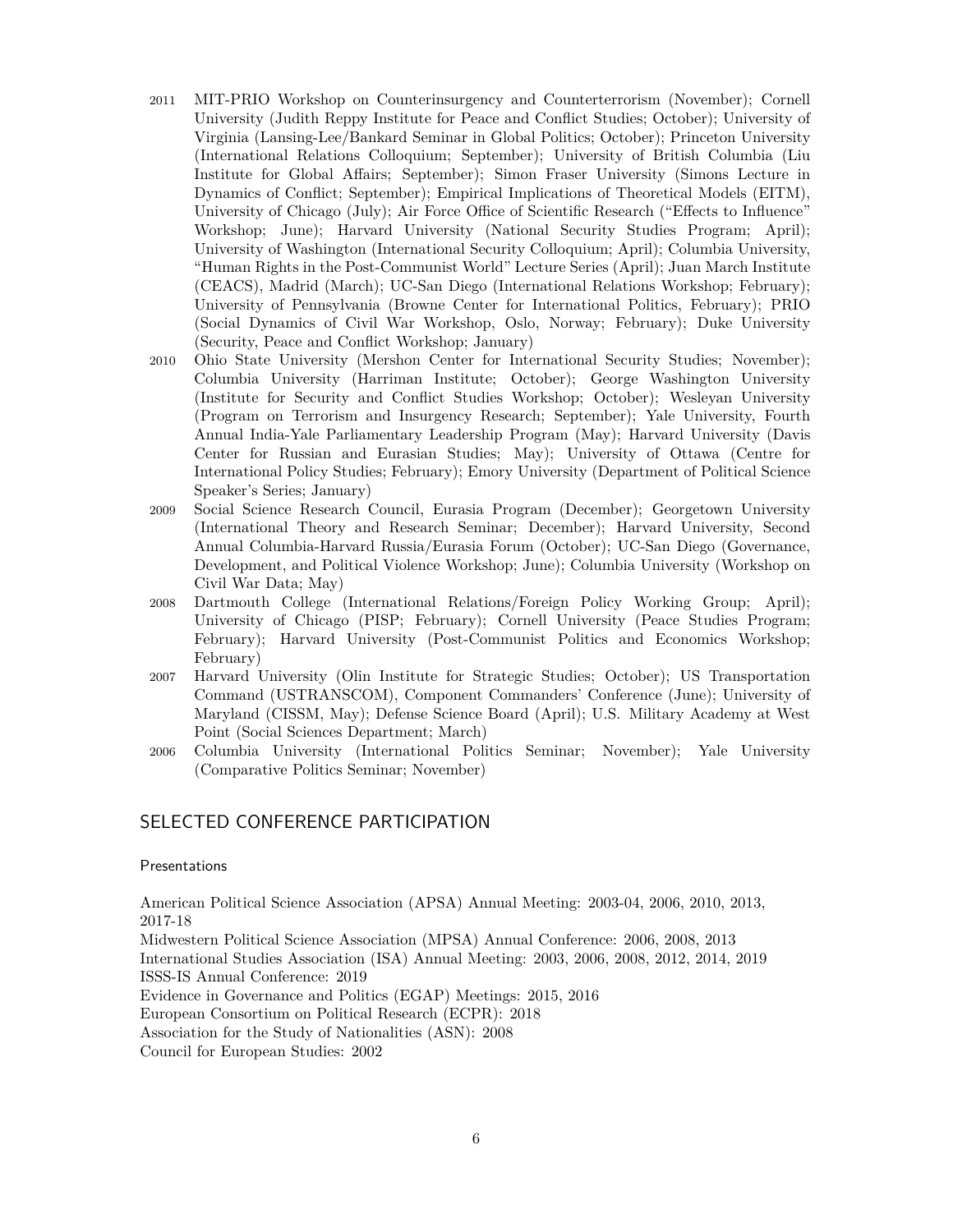2011 MIT-PRIO Workshop on Counterinsurgency and Counterterrorism (November); Cornell University (Judith Reppy Institute for Peace and Conflict Studies; October); University of Virginia (Lansing-Lee/Bankard Seminar in Global Politics; October); Princeton University (International Relations Colloquium; September); University of British Columbia (Liu Institute for Global Affairs; September); Simon Fraser University (Simons Lecture in Dynamics of Conflict; September); Empirical Implications of Theoretical Models (EITM), University of Chicago (July); Air Force Office of Scientific Research ("Effects to Influence" Workshop; June); Harvard University (National Security Studies Program; April); University of Washington (International Security Colloquium; April); Columbia University, "Human Rights in the Post-Communist World" Lecture Series (April); Juan March Institute (CEACS), Madrid (March); UC-San Diego (International Relations Workshop; February); University of Pennsylvania (Browne Center for International Politics, February); PRIO (Social Dynamics of Civil War Workshop, Oslo, Norway; February); Duke University (Security, Peace and Conflict Workshop; January)

2010 Ohio State University (Mershon Center for International Security Studies; November); Columbia University (Harriman Institute; October); George Washington University (Institute for Security and Conflict Studies Workshop; October); Wesleyan University (Program on Terrorism and Insurgency Research; September); Yale University, Fourth Annual India-Yale Parliamentary Leadership Program (May); Harvard University (Davis Center for Russian and Eurasian Studies; May); University of Ottawa (Centre for International Policy Studies; February); Emory University (Department of Political Science Speaker's Series; January)

2009 Social Science Research Council, Eurasia Program (December); Georgetown University (International Theory and Research Seminar; December); Harvard University, Second Annual Columbia-Harvard Russia/Eurasia Forum (October); UC-San Diego (Governance, Development, and Political Violence Workshop; June); Columbia University (Workshop on Civil War Data; May)

2008 Dartmouth College (International Relations/Foreign Policy Working Group; April); University of Chicago (PISP; February); Cornell University (Peace Studies Program; February); Harvard University (Post-Communist Politics and Economics Workshop; February)

2007 Harvard University (Olin Institute for Strategic Studies; October); US Transportation Command (USTRANSCOM), Component Commanders' Conference (June); University of Maryland (CISSM, May); Defense Science Board (April); U.S. Military Academy at West Point (Social Sciences Department; March)

2006 Columbia University (International Politics Seminar; November); Yale University (Comparative Politics Seminar; November)

## SELECTED CONFERENCE PARTICIPATION

### Presentations

American Political Science Association (APSA) Annual Meeting: 2003-04, 2006, 2010, 2013, 2017-18
Midwestern Political Science Association (MPSA) Annual Conference: 2006, 2008, 2013
International Studies Association (ISA) Annual Meeting: 2003, 2006, 2008, 2012, 2014, 2019
ISSS-IS Annual Conference: 2019
Evidence in Governance and Politics (EGAP) Meetings: 2015, 2016
European Consortium on Political Research (ECPR): 2018
Association for the Study of Nationalities (ASN): 2008
Council for European Studies: 2002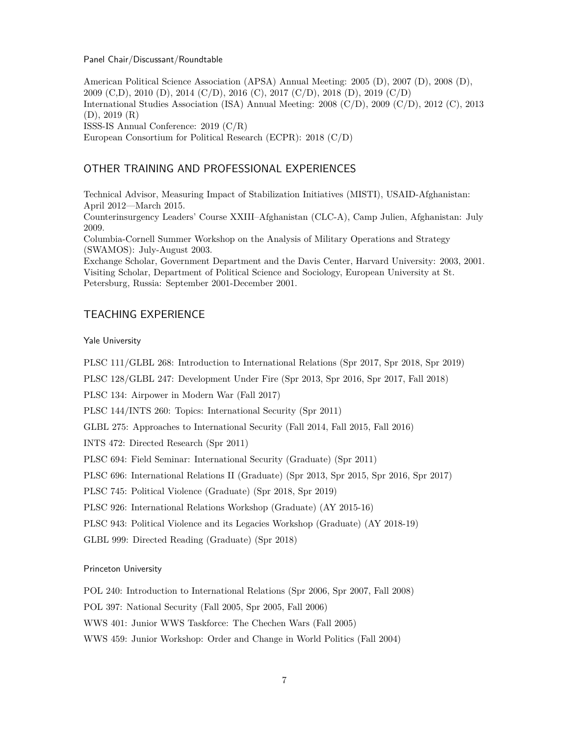### Panel Chair/Discussant/Roundtable

American Political Science Association (APSA) Annual Meeting: 2005 (D), 2007 (D), 2008 (D), 2009 (C,D), 2010 (D), 2014 (C/D), 2016 (C), 2017 (C/D), 2018 (D), 2019 (C/D)
International Studies Association (ISA) Annual Meeting: 2008 (C/D), 2009 (C/D), 2012 (C), 2013 (D), 2019 (R)
ISSS-IS Annual Conference: 2019 (C/R)
European Consortium for Political Research (ECPR): 2018 (C/D)

## OTHER TRAINING AND PROFESSIONAL EXPERIENCES

Technical Advisor, Measuring Impact of Stabilization Initiatives (MISTI), USAID-Afghanistan: April 2012—March 2015.
Counterinsurgency Leaders' Course XXIII–Afghanistan (CLC-A), Camp Julien, Afghanistan: July 2009.
Columbia-Cornell Summer Workshop on the Analysis of Military Operations and Strategy (SWAMOS): July-August 2003.
Exchange Scholar, Government Department and the Davis Center, Harvard University: 2003, 2001.
Visiting Scholar, Department of Political Science and Sociology, European University at St. Petersburg, Russia: September 2001-December 2001.

## TEACHING EXPERIENCE

### Yale University

PLSC 111/GLBL 268: Introduction to International Relations (Spr 2017, Spr 2018, Spr 2019)

PLSC 128/GLBL 247: Development Under Fire (Spr 2013, Spr 2016, Spr 2017, Fall 2018)

PLSC 134: Airpower in Modern War (Fall 2017)

PLSC 144/INTS 260: Topics: International Security (Spr 2011)

GLBL 275: Approaches to International Security (Fall 2014, Fall 2015, Fall 2016)

INTS 472: Directed Research (Spr 2011)

PLSC 694: Field Seminar: International Security (Graduate) (Spr 2011)

PLSC 696: International Relations II (Graduate) (Spr 2013, Spr 2015, Spr 2016, Spr 2017)

PLSC 745: Political Violence (Graduate) (Spr 2018, Spr 2019)

PLSC 926: International Relations Workshop (Graduate) (AY 2015-16)

PLSC 943: Political Violence and its Legacies Workshop (Graduate) (AY 2018-19)

GLBL 999: Directed Reading (Graduate) (Spr 2018)

### Princeton University

POL 240: Introduction to International Relations (Spr 2006, Spr 2007, Fall 2008)

POL 397: National Security (Fall 2005, Spr 2005, Fall 2006)

WWS 401: Junior WWS Taskforce: The Chechen Wars (Fall 2005)

WWS 459: Junior Workshop: Order and Change in World Politics (Fall 2004)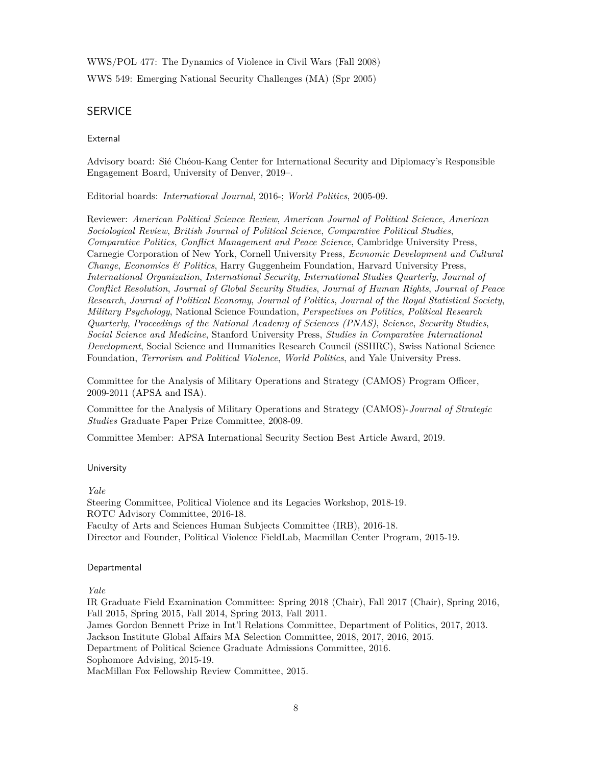WWS/POL 477: The Dynamics of Violence in Civil Wars (Fall 2008)

WWS 549: Emerging National Security Challenges (MA) (Spr 2005)

## SERVICE

### External

Advisory board: Sié Chéou-Kang Center for International Security and Diplomacy's Responsible Engagement Board, University of Denver, 2019–.

Editorial boards: *International Journal*, 2016-; *World Politics*, 2005-09.

Reviewer: *American Political Science Review*, *American Journal of Political Science*, *American Sociological Review*, *British Journal of Political Science*, *Comparative Political Studies*, *Comparative Politics*, *Conflict Management and Peace Science*, Cambridge University Press, Carnegie Corporation of New York, Cornell University Press, *Economic Development and Cultural Change*, *Economics & Politics*, Harry Guggenheim Foundation, Harvard University Press, *International Organization*, *International Security*, *International Studies Quarterly*, *Journal of Conflict Resolution*, *Journal of Global Security Studies*, *Journal of Human Rights*, *Journal of Peace Research*, *Journal of Political Economy*, *Journal of Politics*, *Journal of the Royal Statistical Society*, *Military Psychology*, National Science Foundation, *Perspectives on Politics*, *Political Research Quarterly*, *Proceedings of the National Academy of Sciences (PNAS)*, *Science*, *Security Studies*, *Social Science and Medicine*, Stanford University Press, *Studies in Comparative International Development*, Social Science and Humanities Research Council (SSHRC), Swiss National Science Foundation, *Terrorism and Political Violence*, *World Politics*, and Yale University Press.

Committee for the Analysis of Military Operations and Strategy (CAMOS) Program Officer, 2009-2011 (APSA and ISA).

Committee for the Analysis of Military Operations and Strategy (CAMOS)-*Journal of Strategic Studies* Graduate Paper Prize Committee, 2008-09.

Committee Member: APSA International Security Section Best Article Award, 2019.

### University

*Yale*
Steering Committee, Political Violence and its Legacies Workshop, 2018-19.
ROTC Advisory Committee, 2016-18.
Faculty of Arts and Sciences Human Subjects Committee (IRB), 2016-18.
Director and Founder, Political Violence FieldLab, Macmillan Center Program, 2015-19.

### Departmental

*Yale*
IR Graduate Field Examination Committee: Spring 2018 (Chair), Fall 2017 (Chair), Spring 2016, Fall 2015, Spring 2015, Fall 2014, Spring 2013, Fall 2011.
James Gordon Bennett Prize in Int'l Relations Committee, Department of Politics, 2017, 2013.
Jackson Institute Global Affairs MA Selection Committee, 2018, 2017, 2016, 2015.
Department of Political Science Graduate Admissions Committee, 2016.
Sophomore Advising, 2015-19.
MacMillan Fox Fellowship Review Committee, 2015.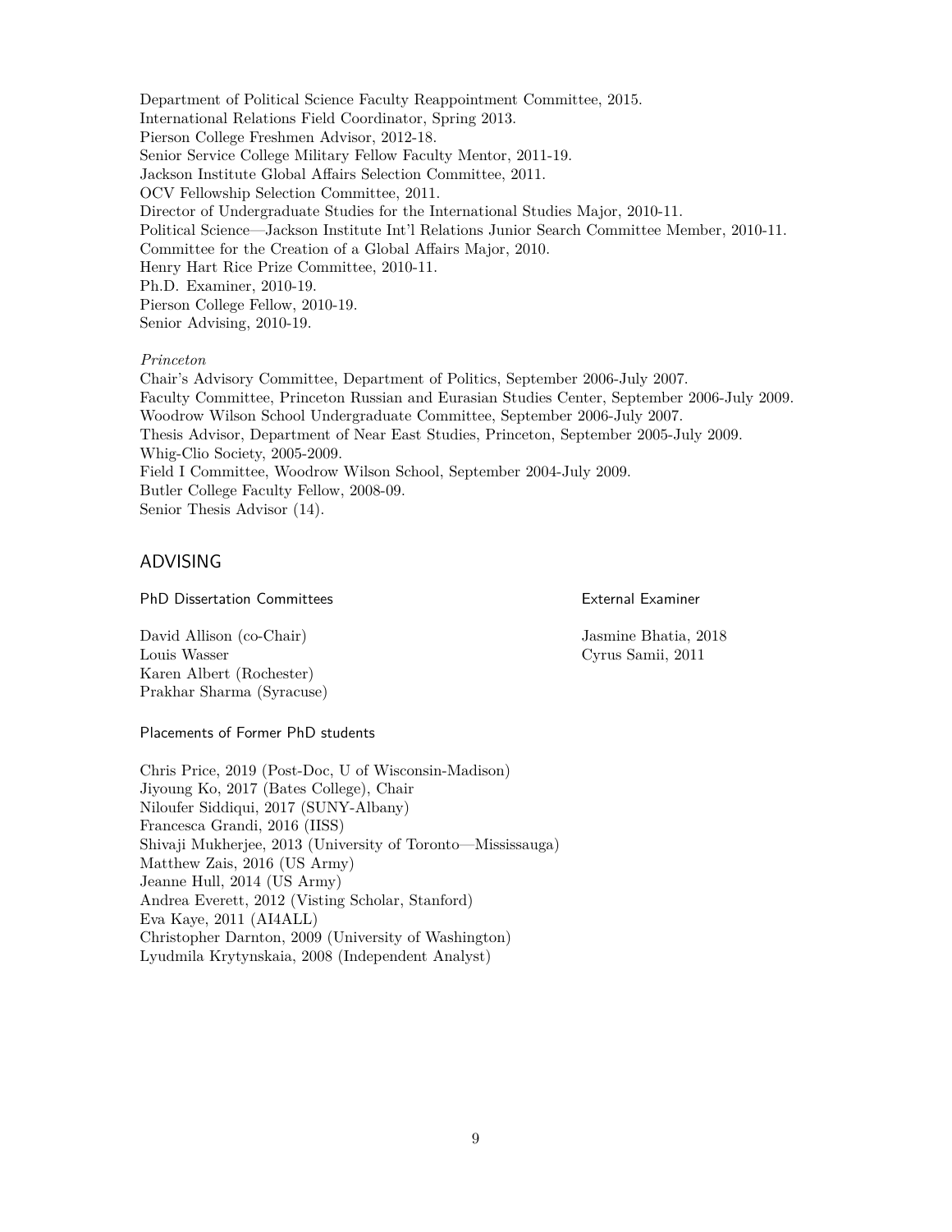Department of Political Science Faculty Reappointment Committee, 2015.
International Relations Field Coordinator, Spring 2013.
Pierson College Freshmen Advisor, 2012-18.
Senior Service College Military Fellow Faculty Mentor, 2011-19.
Jackson Institute Global Affairs Selection Committee, 2011.
OCV Fellowship Selection Committee, 2011.
Director of Undergraduate Studies for the International Studies Major, 2010-11.
Political Science—Jackson Institute Int'l Relations Junior Search Committee Member, 2010-11.
Committee for the Creation of a Global Affairs Major, 2010.
Henry Hart Rice Prize Committee, 2010-11.
Ph.D. Examiner, 2010-19.
Pierson College Fellow, 2010-19.
Senior Advising, 2010-19.

*Princeton*

Chair's Advisory Committee, Department of Politics, September 2006-July 2007.
Faculty Committee, Princeton Russian and Eurasian Studies Center, September 2006-July 2009.
Woodrow Wilson School Undergraduate Committee, September 2006-July 2007.
Thesis Advisor, Department of Near East Studies, Princeton, September 2005-July 2009.
Whig-Clio Society, 2005-2009.
Field I Committee, Woodrow Wilson School, September 2004-July 2009.
Butler College Faculty Fellow, 2008-09.
Senior Thesis Advisor (14).

## ADVISING

### PhD Dissertation Committees

David Allison (co-Chair)
Louis Wasser
Karen Albert (Rochester)
Prakhar Sharma (Syracuse)

### External Examiner

Jasmine Bhatia, 2018
Cyrus Samii, 2011

### Placements of Former PhD students

Chris Price, 2019 (Post-Doc, U of Wisconsin-Madison)
Jiyoung Ko, 2017 (Bates College), Chair
Niloufer Siddiqui, 2017 (SUNY-Albany)
Francesca Grandi, 2016 (IISS)
Shivaji Mukherjee, 2013 (University of Toronto—Mississauga)
Matthew Zais, 2016 (US Army)
Jeanne Hull, 2014 (US Army)
Andrea Everett, 2012 (Visting Scholar, Stanford)
Eva Kaye, 2011 (AI4ALL)
Christopher Darnton, 2009 (University of Washington)
Lyudmila Krytynskaia, 2008 (Independent Analyst)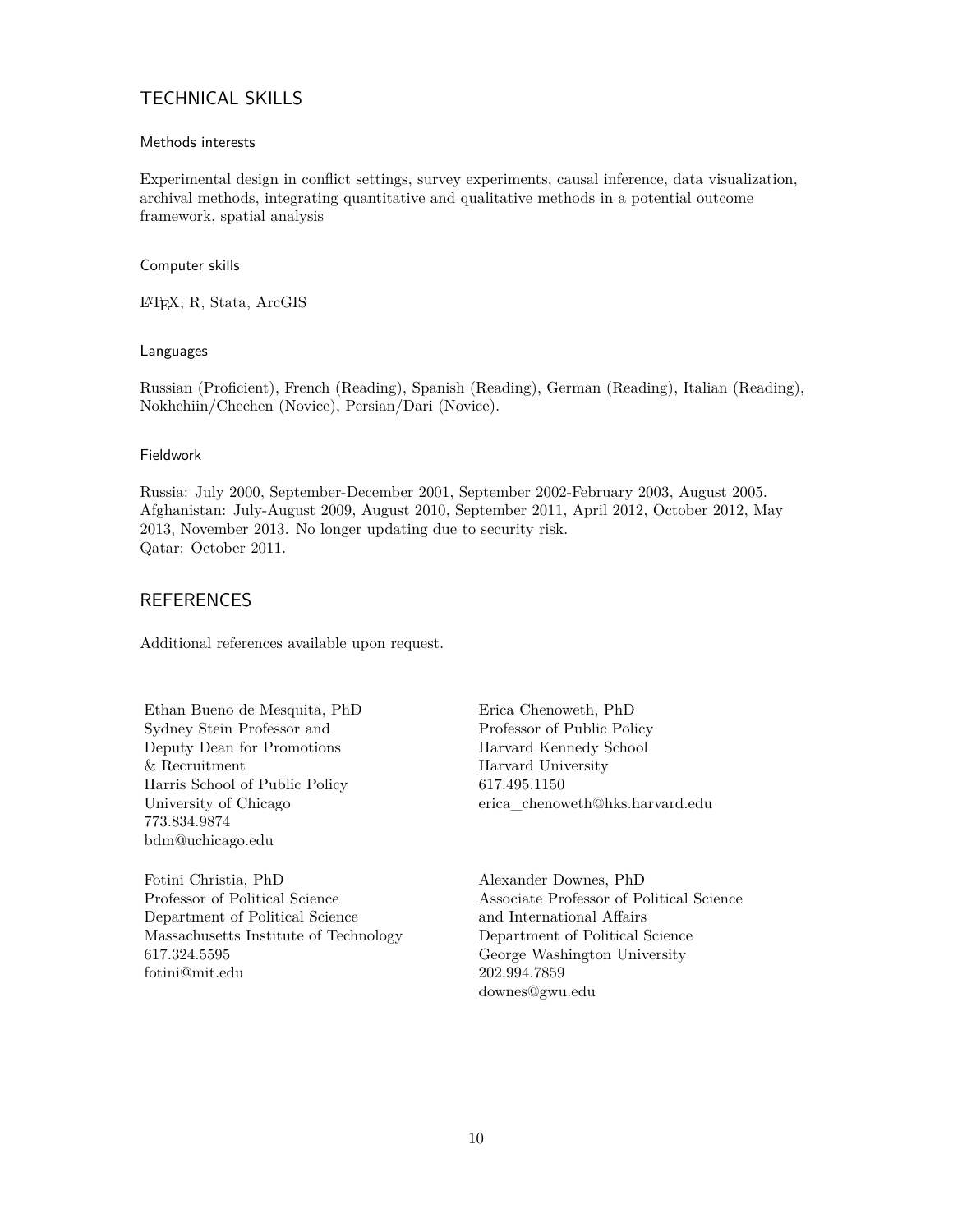## TECHNICAL SKILLS

### Methods interests

Experimental design in conflict settings, survey experiments, causal inference, data visualization, archival methods, integrating quantitative and qualitative methods in a potential outcome framework, spatial analysis

### Computer skills

LaTeX, R, Stata, ArcGIS

### Languages

Russian (Proficient), French (Reading), Spanish (Reading), German (Reading), Italian (Reading), Nokhchiin/Chechen (Novice), Persian/Dari (Novice).

### Fieldwork

Russia: July 2000, September-December 2001, September 2002-February 2003, August 2005.
Afghanistan: July-August 2009, August 2010, September 2011, April 2012, October 2012, May 2013, November 2013. No longer updating due to security risk.
Qatar: October 2011.

## REFERENCES

Additional references available upon request.

Ethan Bueno de Mesquita, PhD
Sydney Stein Professor and
Deputy Dean for Promotions
& Recruitment
Harris School of Public Policy
University of Chicago
773.834.9874
bdm@uchicago.edu

Erica Chenoweth, PhD
Professor of Public Policy
Harvard Kennedy School
Harvard University
617.495.1150
erica_chenoweth@hks.harvard.edu

Fotini Christia, PhD
Professor of Political Science
Department of Political Science
Massachusetts Institute of Technology
617.324.5595
fotini@mit.edu

Alexander Downes, PhD
Associate Professor of Political Science
and International Affairs
Department of Political Science
George Washington University
202.994.7859
downes@gwu.edu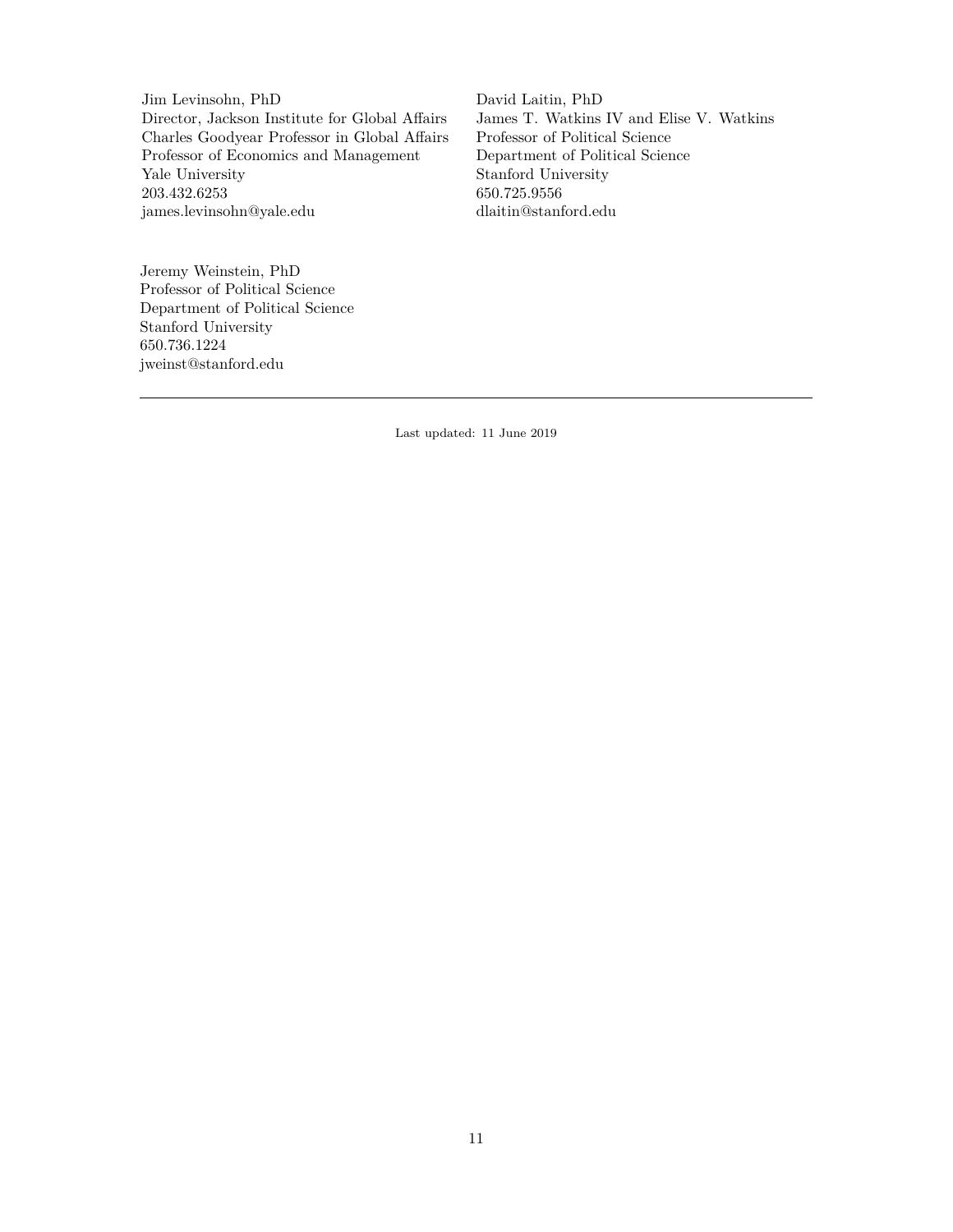Jim Levinsohn, PhD
Director, Jackson Institute for Global Affairs
Charles Goodyear Professor in Global Affairs
Professor of Economics and Management
Yale University
203.432.6253
james.levinsohn@yale.edu

David Laitin, PhD
James T. Watkins IV and Elise V. Watkins
Professor of Political Science
Department of Political Science
Stanford University
650.725.9556
dlaitin@stanford.edu

Jeremy Weinstein, PhD
Professor of Political Science
Department of Political Science
Stanford University
650.736.1224
jweinst@stanford.edu

---

Last updated: 11 June 2019